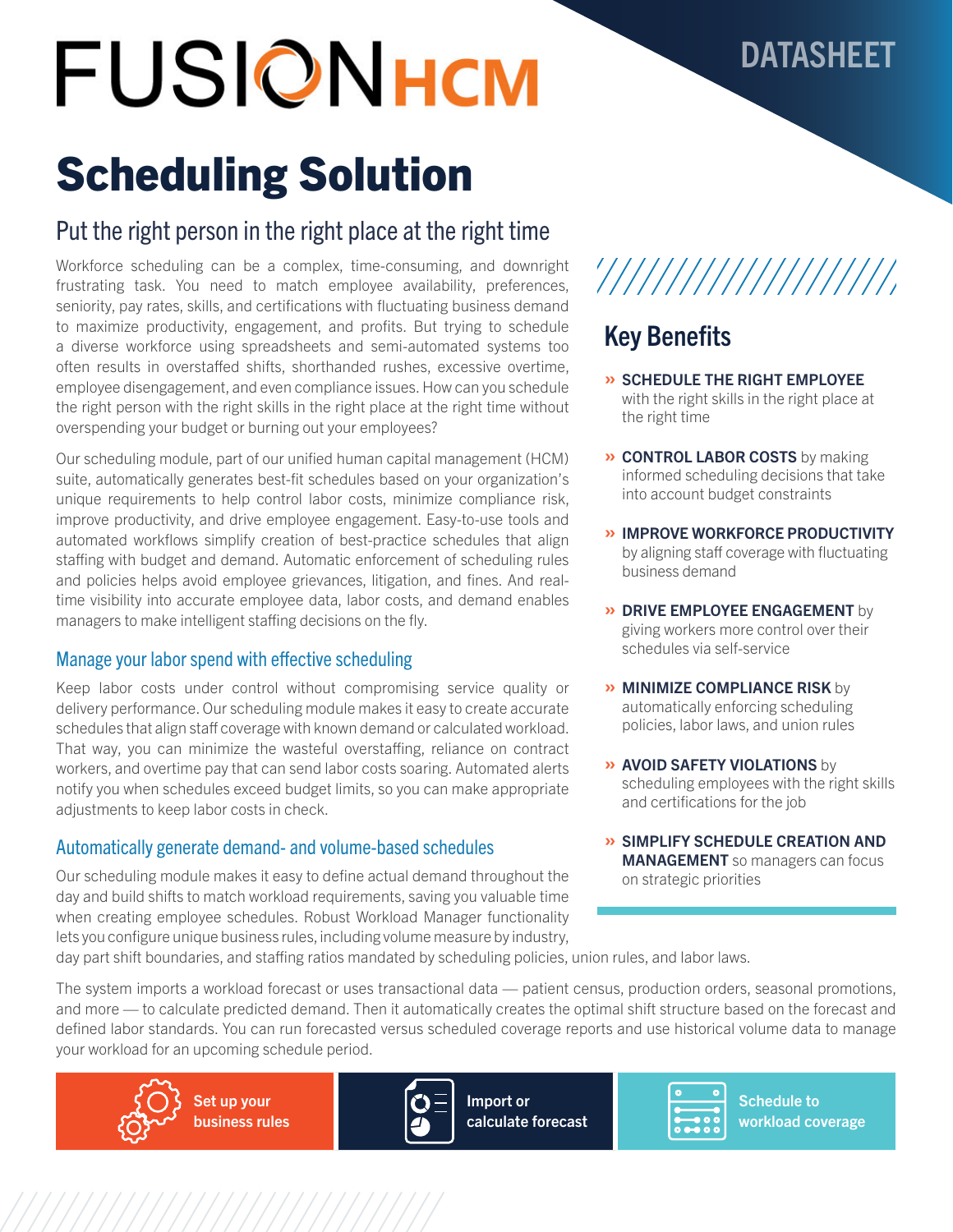# FUSION HCM

DATASHEET

# Scheduling Solution

## Put the right person in the right place at the right time

Workforce scheduling can be a complex, time-consuming, and downright frustrating task. You need to match employee availability, preferences, seniority, pay rates, skills, and certifications with fluctuating business demand to maximize productivity, engagement, and profits. But trying to schedule a diverse workforce using spreadsheets and semi-automated systems too often results in overstaffed shifts, shorthanded rushes, excessive overtime, employee disengagement, and even compliance issues. How can you schedule the right person with the right skills in the right place at the right time without overspending your budget or burning out your employees?

Our scheduling module, part of our unified human capital management (HCM) suite, automatically generates best-fit schedules based on your organization's unique requirements to help control labor costs, minimize compliance risk, improve productivity, and drive employee engagement. Easy-to-use tools and automated workflows simplify creation of best-practice schedules that align staffing with budget and demand. Automatic enforcement of scheduling rules and policies helps avoid employee grievances, litigation, and fines. And real-time visibility into accurate employee data, labor costs, and demand enables managers to make intelligent staffing decisions on the fly.

### Manage your labor spend with effective scheduling

Keep labor costs under control without compromising service quality or delivery performance. Our scheduling module makes it easy to create accurate schedules that align staff coverage with known demand or calculated workload. That way, you can minimize the wasteful overstaffing, reliance on contract workers, and overtime pay that can send labor costs soaring. Automated alerts notify you when schedules exceed budget limits, so you can make appropriate adjustments to keep labor costs in check.

### Automatically generate demand- and volume-based schedules

Our scheduling module makes it easy to define actual demand throughout the day and build shifts to match workload requirements, saving you valuable time when creating employee schedules. Robust Workload Manager functionality lets you configure unique business rules, including volume measure by industry, day part shift boundaries, and staffing ratios mandated by scheduling policies, union rules, and labor laws.

The system imports a workload forecast or uses transactional data — patient census, production orders, seasonal promotions, and more — to calculate predicted demand. Then it automatically creates the optimal shift structure based on the forecast and defined labor standards. You can run forecasted versus scheduled coverage reports and use historical volume data to manage your workload for an upcoming schedule period.

## Key Benefits

- **SCHEDULE THE RIGHT EMPLOYEE** with the right skills in the right place at the right time
- **CONTROL LABOR COSTS** by making informed scheduling decisions that take into account budget constraints
- **IMPROVE WORKFORCE PRODUCTIVITY** by aligning staff coverage with fluctuating business demand
- **DRIVE EMPLOYEE ENGAGEMENT** by giving workers more control over their schedules via self-service
- **MINIMIZE COMPLIANCE RISK** by automatically enforcing scheduling policies, labor laws, and union rules
- **AVOID SAFETY VIOLATIONS** by scheduling employees with the right skills and certifications for the job
- **SIMPLIFY SCHEDULE CREATION AND MANAGEMENT** so managers can focus on strategic priorities

Set up your business rules | Import or calculate forecast | Schedule to workload coverage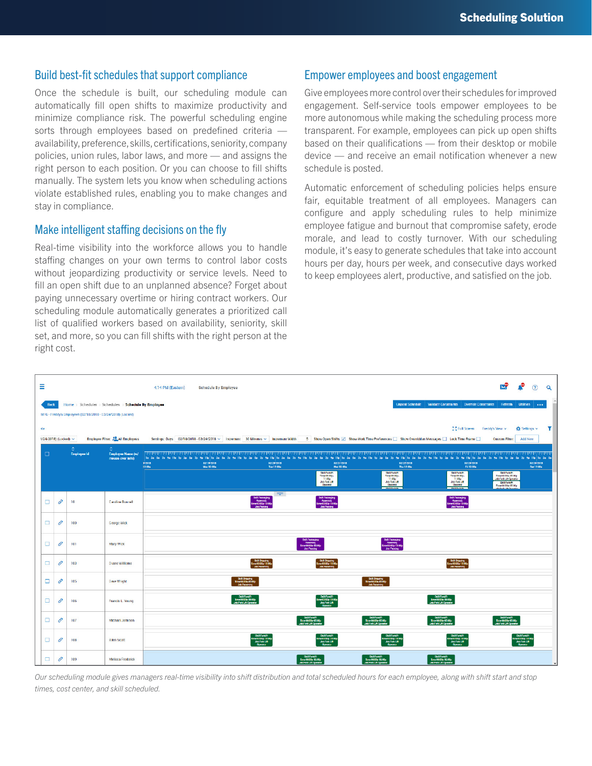## Build best-fit schedules that support compliance

Once the schedule is built, our scheduling module can automatically fill open shifts to maximize productivity and minimize compliance risk. The powerful scheduling engine sorts through employees based on predefined criteria — availability, preference, skills, certifications, seniority, company policies, union rules, labor laws, and more — and assigns the right person to each position. Or you can choose to fill shifts manually. The system lets you know when scheduling actions violate established rules, enabling you to make changes and stay in compliance.

## Make intelligent staffing decisions on the fly

Real-time visibility into the workforce allows you to handle staffing changes on your own terms to control labor costs without jeopardizing productivity or service levels. Need to fill an open shift due to an unplanned absence? Forget about paying unnecessary overtime or hiring contract workers. Our scheduling module automatically generates a prioritized call list of qualified workers based on availability, seniority, skill set, and more, so you can fill shifts with the right person at the right cost.

## Empower employees and boost engagement

Give employees more control over their schedules for improved engagement. Self-service tools empower employees to be more autonomous while making the scheduling process more transparent. For example, employees can pick up open shifts based on their qualifications — from their desktop or mobile device — and receive an email notification whenever a new schedule is posted.

Automatic enforcement of scheduling policies helps ensure fair, equitable treatment of all employees. Managers can configure and apply scheduling rules to help minimize employee fatigue and burnout that compromise safety, erode morale, and lead to costly turnover. With our scheduling module, it's easy to generate schedules that take into account hours per day, hours per week, and consecutive days worked to keep employees alert, productive, and satisfied on the job.

*Our scheduling module gives managers real-time visibility into shift distribution and total scheduled hours for each employee, along with shift start and stop times, cost center, and skill scheduled.*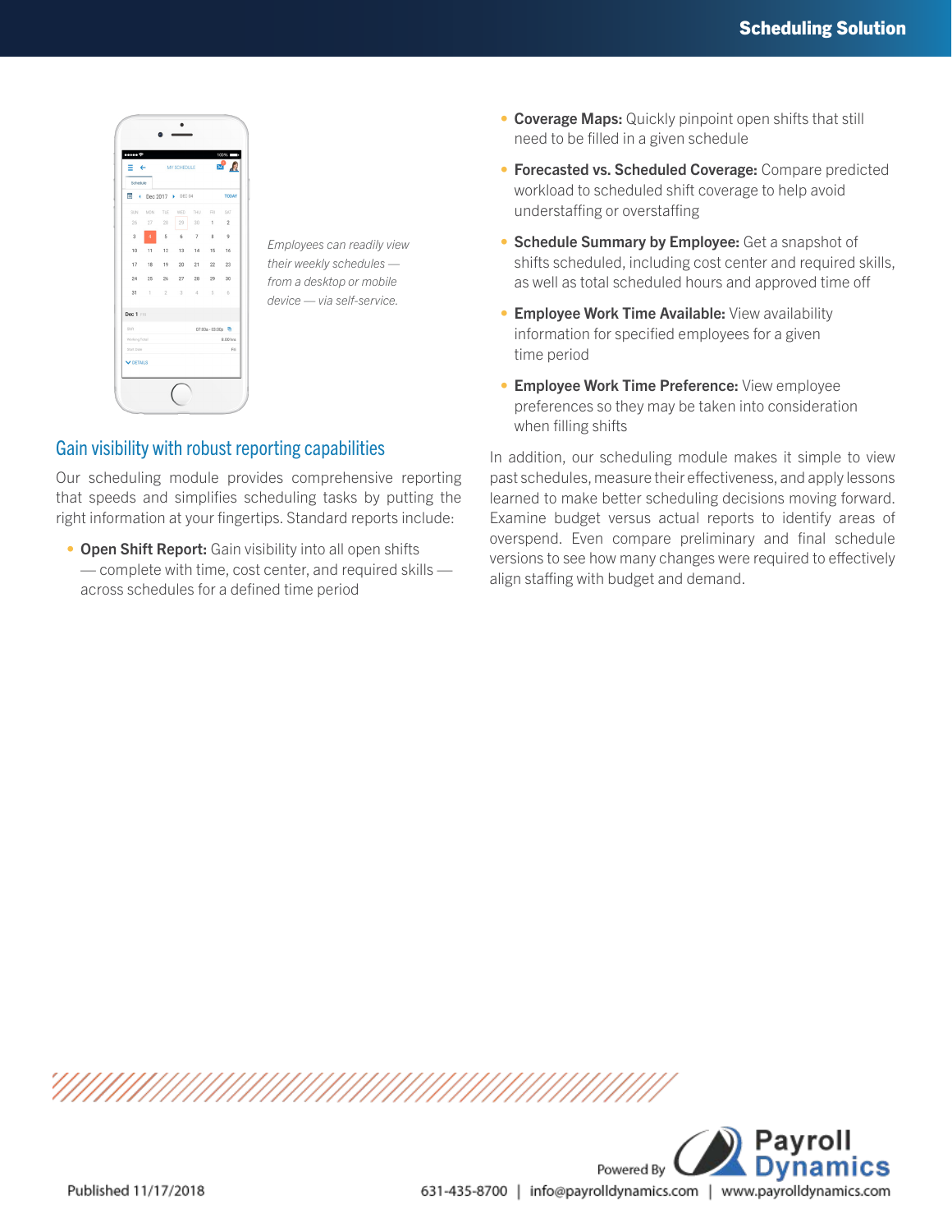*Employees can readily view their weekly schedules — from a desktop or mobile device — via self-service.*

## Gain visibility with robust reporting capabilities

Our scheduling module provides comprehensive reporting that speeds and simplifies scheduling tasks by putting the right information at your fingertips. Standard reports include:

- **Open Shift Report:** Gain visibility into all open shifts — complete with time, cost center, and required skills — across schedules for a defined time period
- **Coverage Maps:** Quickly pinpoint open shifts that still need to be filled in a given schedule
- **Forecasted vs. Scheduled Coverage:** Compare predicted workload to scheduled shift coverage to help avoid understaffing or overstaffing
- **Schedule Summary by Employee:** Get a snapshot of shifts scheduled, including cost center and required skills, as well as total scheduled hours and approved time off
- **Employee Work Time Available:** View availability information for specified employees for a given time period
- **Employee Work Time Preference:** View employee preferences so they may be taken into consideration when filling shifts

In addition, our scheduling module makes it simple to view past schedules, measure their effectiveness, and apply lessons learned to make better scheduling decisions moving forward. Examine budget versus actual reports to identify areas of overspend. Even compare preliminary and final schedule versions to see how many changes were required to effectively align staffing with budget and demand.

Powered By Payroll Dynamics

Published 11/17/2018

631-435-8700 | info@payrolldynamics.com | www.payrolldynamics.com